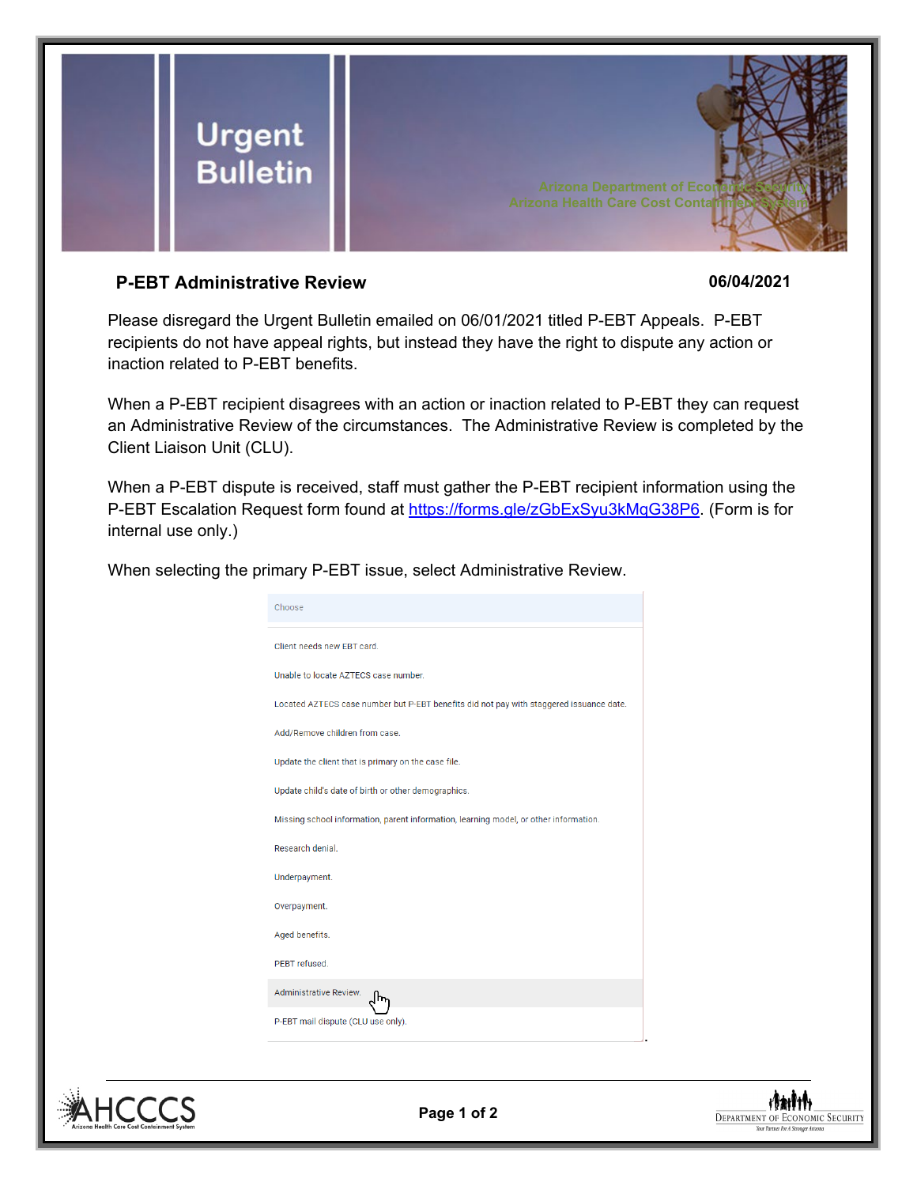# Urgent Bulletin

Arizona Department of Economic Security
Arizona Health Care Cost Containment System

**P-EBT Administrative Review** **06/04/2021**

Please disregard the Urgent Bulletin emailed on 06/01/2021 titled P-EBT Appeals. P-EBT recipients do not have appeal rights, but instead they have the right to dispute any action or inaction related to P-EBT benefits.

When a P-EBT recipient disagrees with an action or inaction related to P-EBT they can request an Administrative Review of the circumstances. The Administrative Review is completed by the Client Liaison Unit (CLU).

When a P-EBT dispute is received, staff must gather the P-EBT recipient information using the P-EBT Escalation Request form found at [https://forms.gle/zGbExSyu3kMqG38P6](https://forms.gle/zGbExSyu3kMqG38P6). (Form is for internal use only.)

When selecting the primary P-EBT issue, select Administrative Review.

Choose

- Client needs new EBT card.
- Unable to locate AZTECS case number.
- Located AZTECS case number but P-EBT benefits did not pay with staggered issuance date.
- Add/Remove children from case.
- Update the client that is primary on the case file.
- Update child's date of birth or other demographics.
- Missing school information, parent information, learning model, or other information.
- Research denial.
- Underpayment.
- Overpayment.
- Aged benefits.
- PEBT refused.
- Administrative Review.
- P-EBT mail dispute (CLU use only).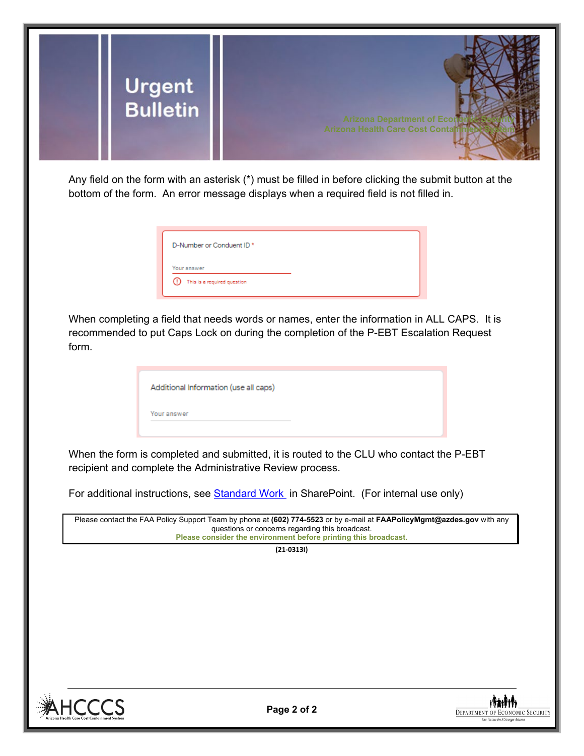Any field on the form with an asterisk (*) must be filled in before clicking the submit button at the bottom of the form. An error message displays when a required field is not filled in.

D-Number or Conduent ID *

Your answer

This is a required question

When completing a field that needs words or names, enter the information in ALL CAPS. It is recommended to put Caps Lock on during the completion of the P-EBT Escalation Request form.

Additional Information (use all caps)

Your answer

When the form is completed and submitted, it is routed to the CLU who contact the P-EBT recipient and complete the Administrative Review process.

For additional instructions, see [Standard Work](#) in SharePoint. (For internal use only)

| |
|---|
| Please contact the FAA Policy Support Team by phone at **(602) 774-5523** or by e-mail at **FAAPolicyMgmt@azdes.gov** with any questions or concerns regarding this broadcast. **Please consider the environment before printing this broadcast.** |

**(21-0313I)**